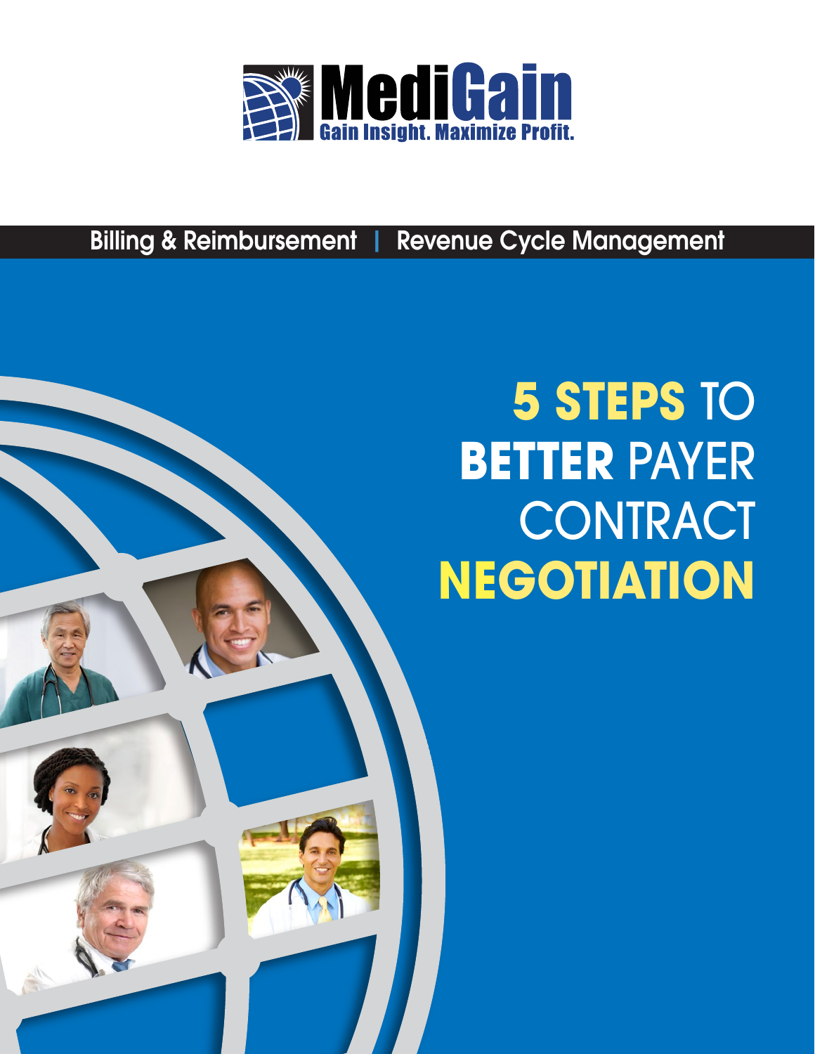MediGain

Gain Insight. Maximize Profit.

Billing & Reimbursement | Revenue Cycle Management

# 5 STEPS TO BETTER PAYER CONTRACT NEGOTIATION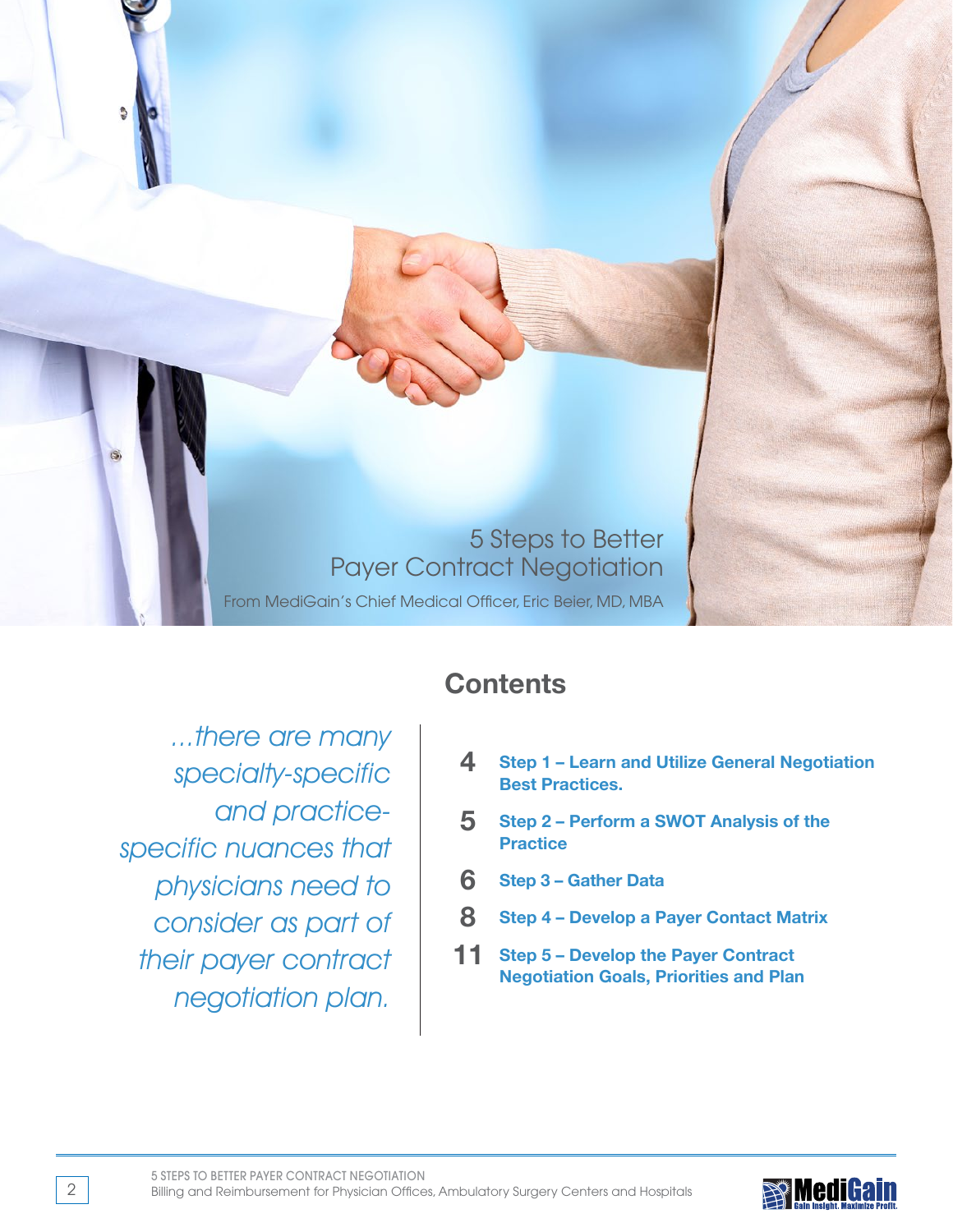# 5 Steps to Better Payer Contract Negotiation

From MediGain's Chief Medical Officer, Eric Beier, MD, MBA

## Contents

*...there are many specialty-specific and practice-specific nuances that physicians need to consider as part of their payer contract negotiation plan.*

- **4** **Step 1 – Learn and Utilize General Negotiation Best Practices.**
- **5** **Step 2 – Perform a SWOT Analysis of the Practice**
- **6** **Step 3 – Gather Data**
- **8** **Step 4 – Develop a Payer Contact Matrix**
- **11** **Step 5 – Develop the Payer Contract Negotiation Goals, Priorities and Plan**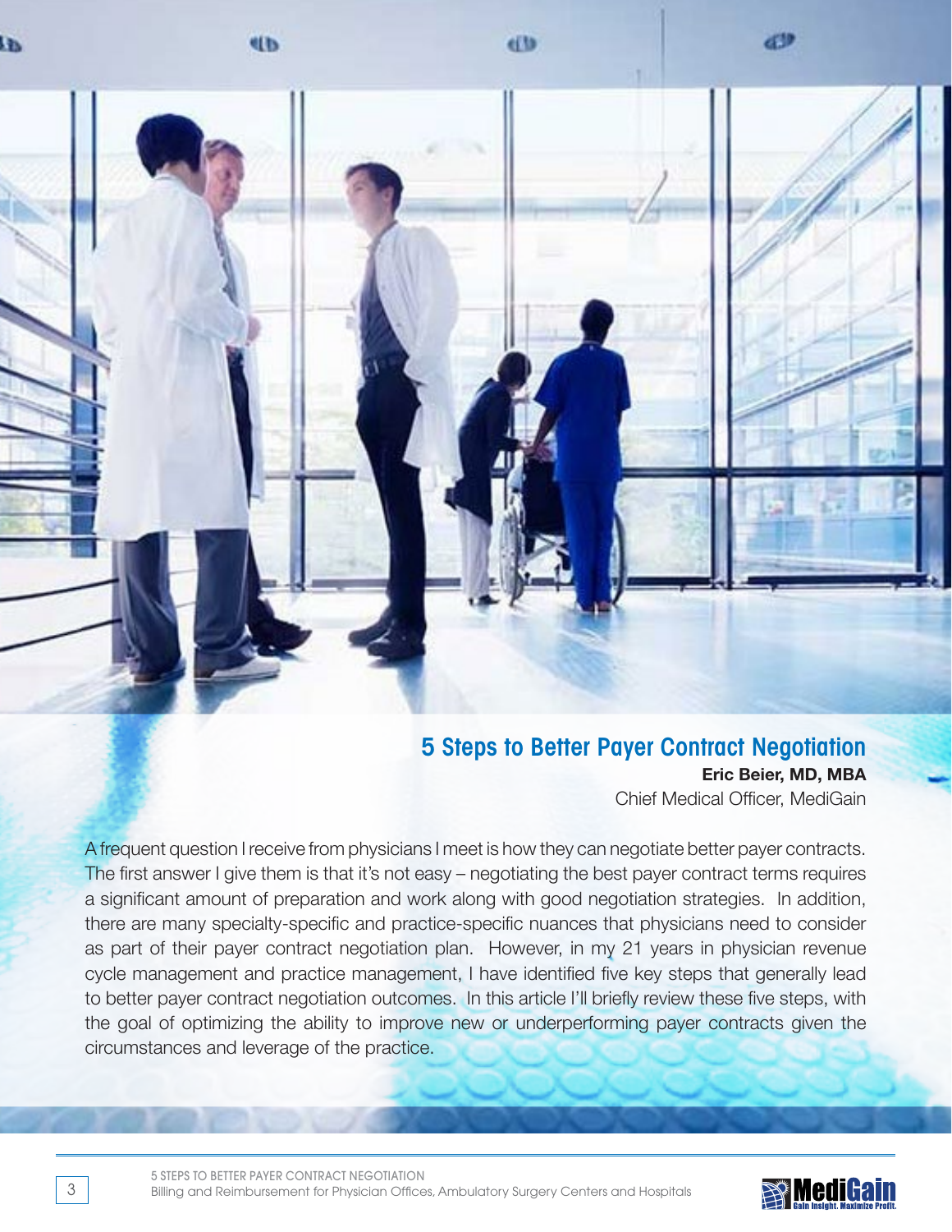## 5 Steps to Better Payer Contract Negotiation

**Eric Beier, MD, MBA**
Chief Medical Officer, MediGain

A frequent question I receive from physicians I meet is how they can negotiate better payer contracts. The first answer I give them is that it's not easy – negotiating the best payer contract terms requires a significant amount of preparation and work along with good negotiation strategies. In addition, there are many specialty-specific and practice-specific nuances that physicians need to consider as part of their payer contract negotiation plan. However, in my 21 years in physician revenue cycle management and practice management, I have identified five key steps that generally lead to better payer contract negotiation outcomes. In this article I'll briefly review these five steps, with the goal of optimizing the ability to improve new or underperforming payer contracts given the circumstances and leverage of the practice.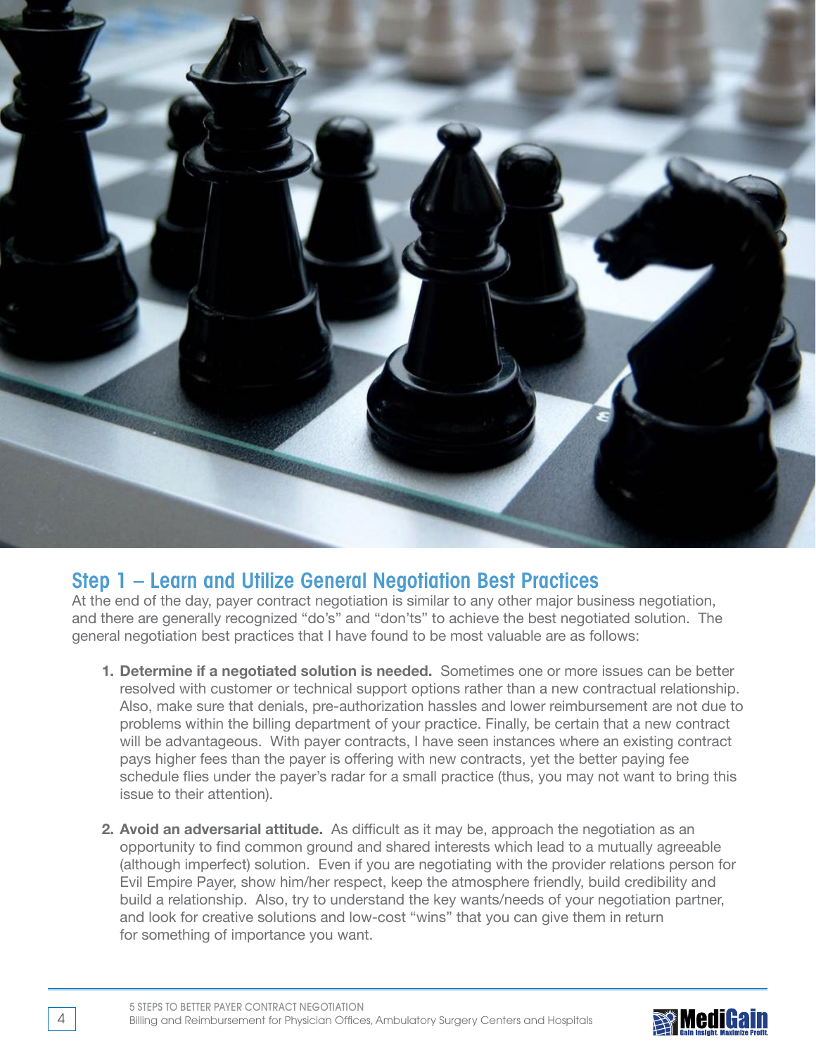## Step 1 – Learn and Utilize General Negotiation Best Practices

At the end of the day, payer contract negotiation is similar to any other major business negotiation, and there are generally recognized "do's" and "don'ts" to achieve the best negotiated solution. The general negotiation best practices that I have found to be most valuable are as follows:

1. **Determine if a negotiated solution is needed.** Sometimes one or more issues can be better resolved with customer or technical support options rather than a new contractual relationship. Also, make sure that denials, pre-authorization hassles and lower reimbursement are not due to problems within the billing department of your practice. Finally, be certain that a new contract will be advantageous. With payer contracts, I have seen instances where an existing contract pays higher fees than the payer is offering with new contracts, yet the better paying fee schedule flies under the payer's radar for a small practice (thus, you may not want to bring this issue to their attention).

2. **Avoid an adversarial attitude.** As difficult as it may be, approach the negotiation as an opportunity to find common ground and shared interests which lead to a mutually agreeable (although imperfect) solution. Even if you are negotiating with the provider relations person for Evil Empire Payer, show him/her respect, keep the atmosphere friendly, build credibility and build a relationship. Also, try to understand the key wants/needs of your negotiation partner, and look for creative solutions and low-cost "wins" that you can give them in return for something of importance you want.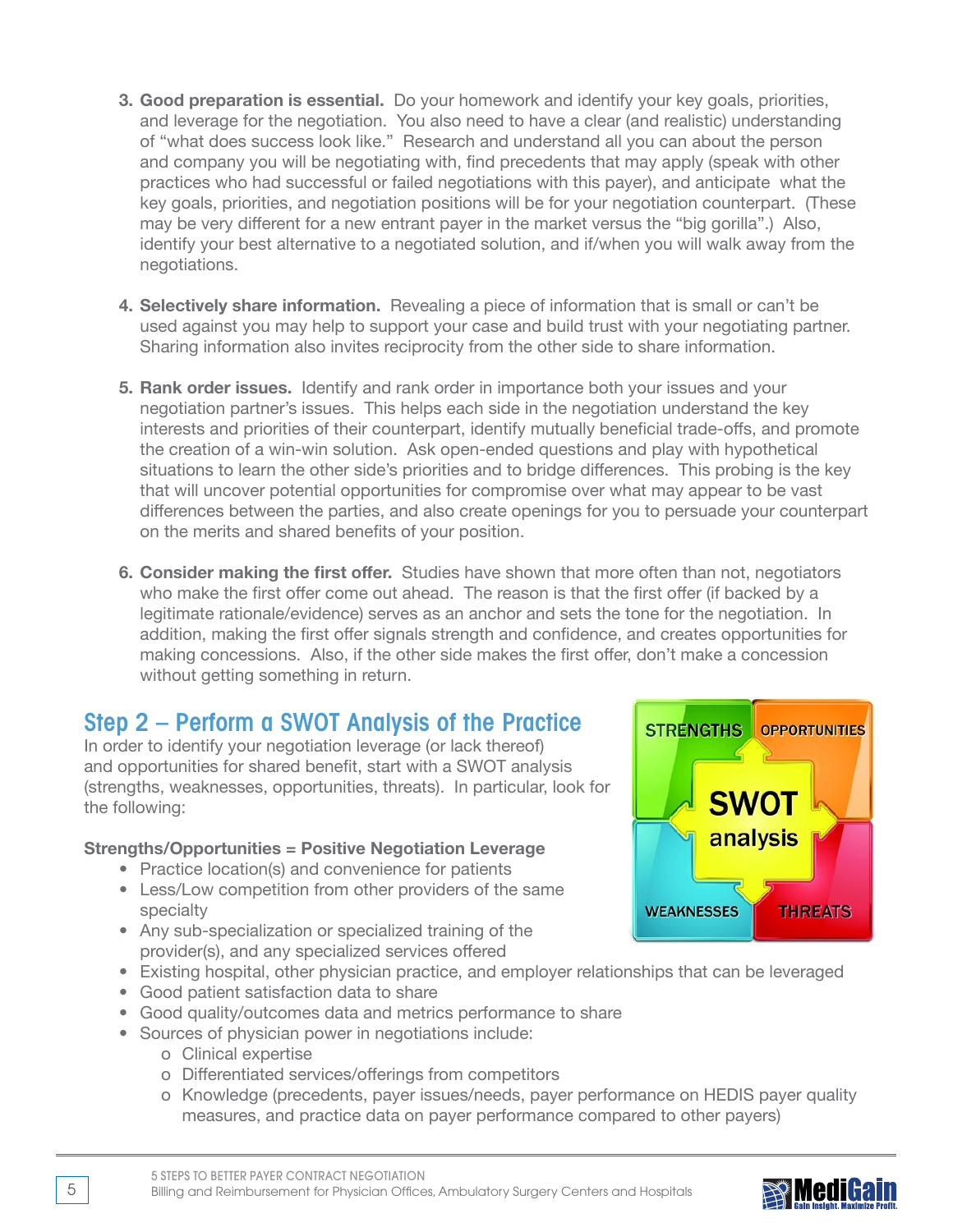3. **Good preparation is essential.** Do your homework and identify your key goals, priorities, and leverage for the negotiation. You also need to have a clear (and realistic) understanding of "what does success look like." Research and understand all you can about the person and company you will be negotiating with, find precedents that may apply (speak with other practices who had successful or failed negotiations with this payer), and anticipate what the key goals, priorities, and negotiation positions will be for your negotiation counterpart. (These may be very different for a new entrant payer in the market versus the "big gorilla".) Also, identify your best alternative to a negotiated solution, and if/when you will walk away from the negotiations.

4. **Selectively share information.** Revealing a piece of information that is small or can't be used against you may help to support your case and build trust with your negotiating partner. Sharing information also invites reciprocity from the other side to share information.

5. **Rank order issues.** Identify and rank order in importance both your issues and your negotiation partner's issues. This helps each side in the negotiation understand the key interests and priorities of their counterpart, identify mutually beneficial trade-offs, and promote the creation of a win-win solution. Ask open-ended questions and play with hypothetical situations to learn the other side's priorities and to bridge differences. This probing is the key that will uncover potential opportunities for compromise over what may appear to be vast differences between the parties, and also create openings for you to persuade your counterpart on the merits and shared benefits of your position.

6. **Consider making the first offer.** Studies have shown that more often than not, negotiators who make the first offer come out ahead. The reason is that the first offer (if backed by a legitimate rationale/evidence) serves as an anchor and sets the tone for the negotiation. In addition, making the first offer signals strength and confidence, and creates opportunities for making concessions. Also, if the other side makes the first offer, don't make a concession without getting something in return.

## Step 2 – Perform a SWOT Analysis of the Practice

In order to identify your negotiation leverage (or lack thereof) and opportunities for shared benefit, start with a SWOT analysis (strengths, weaknesses, opportunities, threats). In particular, look for the following:

**Strengths/Opportunities = Positive Negotiation Leverage**

- Practice location(s) and convenience for patients
- Less/Low competition from other providers of the same specialty
- Any sub-specialization or specialized training of the provider(s), and any specialized services offered
- Existing hospital, other physician practice, and employer relationships that can be leveraged
- Good patient satisfaction data to share
- Good quality/outcomes data and metrics performance to share
- Sources of physician power in negotiations include:
  - Clinical expertise
  - Differentiated services/offerings from competitors
  - Knowledge (precedents, payer issues/needs, payer performance on HEDIS payer quality measures, and practice data on payer performance compared to other payers)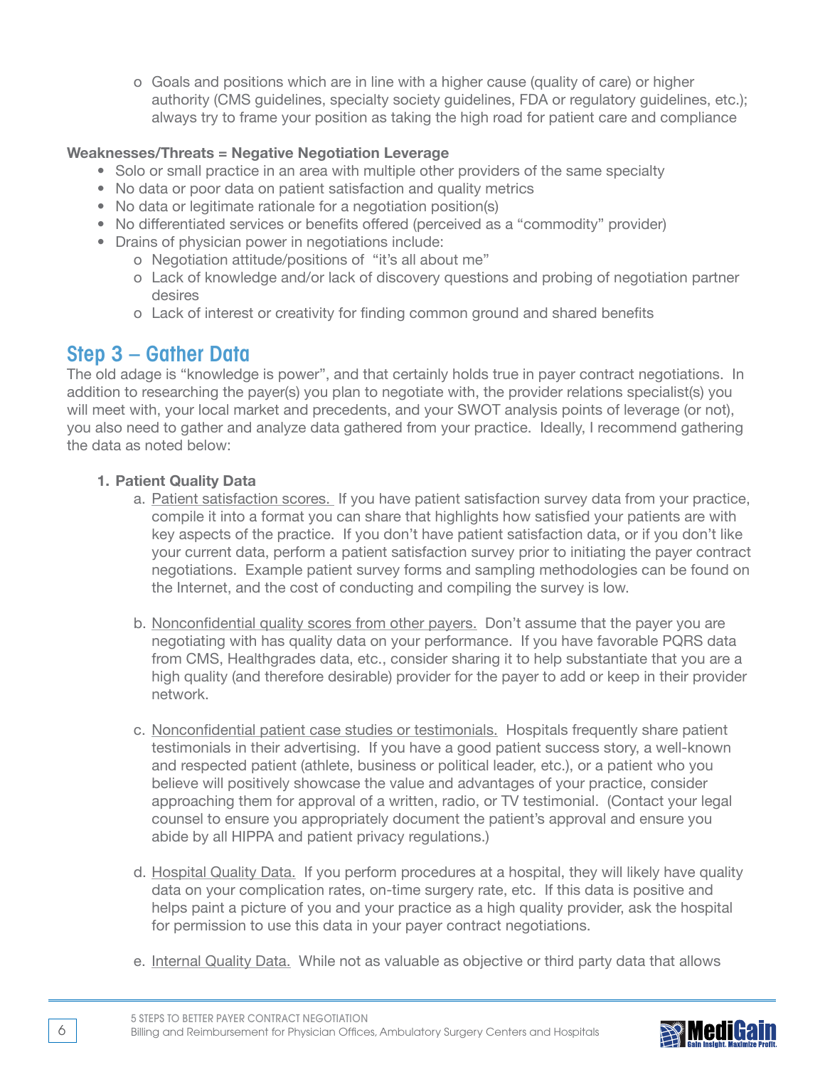- Goals and positions which are in line with a higher cause (quality of care) or higher authority (CMS guidelines, specialty society guidelines, FDA or regulatory guidelines, etc.); always try to frame your position as taking the high road for patient care and compliance

**Weaknesses/Threats = Negative Negotiation Leverage**

- Solo or small practice in an area with multiple other providers of the same specialty
- No data or poor data on patient satisfaction and quality metrics
- No data or legitimate rationale for a negotiation position(s)
- No differentiated services or benefits offered (perceived as a "commodity" provider)
- Drains of physician power in negotiations include:
  - Negotiation attitude/positions of "it's all about me"
  - Lack of knowledge and/or lack of discovery questions and probing of negotiation partner desires
  - Lack of interest or creativity for finding common ground and shared benefits

## Step 3 – Gather Data

The old adage is "knowledge is power", and that certainly holds true in payer contract negotiations. In addition to researching the payer(s) you plan to negotiate with, the provider relations specialist(s) you will meet with, your local market and precedents, and your SWOT analysis points of leverage (or not), you also need to gather and analyze data gathered from your practice. Ideally, I recommend gathering the data as noted below:

1. **Patient Quality Data**
   a. Patient satisfaction scores. If you have patient satisfaction survey data from your practice, compile it into a format you can share that highlights how satisfied your patients are with key aspects of the practice. If you don't have patient satisfaction data, or if you don't like your current data, perform a patient satisfaction survey prior to initiating the payer contract negotiations. Example patient survey forms and sampling methodologies can be found on the Internet, and the cost of conducting and compiling the survey is low.

   b. Nonconfidential quality scores from other payers. Don't assume that the payer you are negotiating with has quality data on your performance. If you have favorable PQRS data from CMS, Healthgrades data, etc., consider sharing it to help substantiate that you are a high quality (and therefore desirable) provider for the payer to add or keep in their provider network.

   c. Nonconfidential patient case studies or testimonials. Hospitals frequently share patient testimonials in their advertising. If you have a good patient success story, a well-known and respected patient (athlete, business or political leader, etc.), or a patient who you believe will positively showcase the value and advantages of your practice, consider approaching them for approval of a written, radio, or TV testimonial. (Contact your legal counsel to ensure you appropriately document the patient's approval and ensure you abide by all HIPPA and patient privacy regulations.)

   d. Hospital Quality Data. If you perform procedures at a hospital, they will likely have quality data on your complication rates, on-time surgery rate, etc. If this data is positive and helps paint a picture of you and your practice as a high quality provider, ask the hospital for permission to use this data in your payer contract negotiations.

   e. Internal Quality Data. While not as valuable as objective or third party data that allows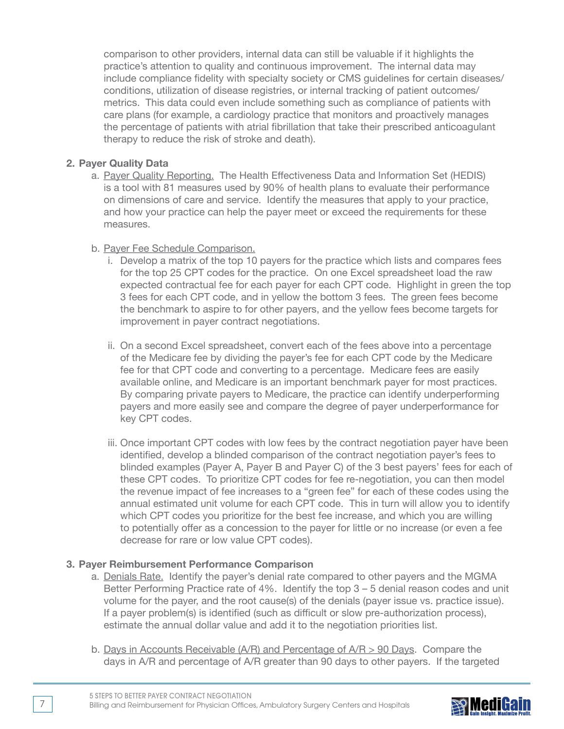comparison to other providers, internal data can still be valuable if it highlights the practice's attention to quality and continuous improvement. The internal data may include compliance fidelity with specialty society or CMS guidelines for certain diseases/conditions, utilization of disease registries, or internal tracking of patient outcomes/metrics. This data could even include something such as compliance of patients with care plans (for example, a cardiology practice that monitors and proactively manages the percentage of patients with atrial fibrillation that take their prescribed anticoagulant therapy to reduce the risk of stroke and death).

2. **Payer Quality Data**
   a. Payer Quality Reporting. The Health Effectiveness Data and Information Set (HEDIS) is a tool with 81 measures used by 90% of health plans to evaluate their performance on dimensions of care and service. Identify the measures that apply to your practice, and how your practice can help the payer meet or exceed the requirements for these measures.

   b. Payer Fee Schedule Comparison.
      i. Develop a matrix of the top 10 payers for the practice which lists and compares fees for the top 25 CPT codes for the practice. On one Excel spreadsheet load the raw expected contractual fee for each payer for each CPT code. Highlight in green the top 3 fees for each CPT code, and in yellow the bottom 3 fees. The green fees become the benchmark to aspire to for other payers, and the yellow fees become targets for improvement in payer contract negotiations.

      ii. On a second Excel spreadsheet, convert each of the fees above into a percentage of the Medicare fee by dividing the payer's fee for each CPT code by the Medicare fee for that CPT code and converting to a percentage. Medicare fees are easily available online, and Medicare is an important benchmark payer for most practices. By comparing private payers to Medicare, the practice can identify underperforming payers and more easily see and compare the degree of payer underperformance for key CPT codes.

      iii. Once important CPT codes with low fees by the contract negotiation payer have been identified, develop a blinded comparison of the contract negotiation payer's fees to blinded examples (Payer A, Payer B and Payer C) of the 3 best payers' fees for each of these CPT codes. To prioritize CPT codes for fee re-negotiation, you can then model the revenue impact of fee increases to a "green fee" for each of these codes using the annual estimated unit volume for each CPT code. This in turn will allow you to identify which CPT codes you prioritize for the best fee increase, and which you are willing to potentially offer as a concession to the payer for little or no increase (or even a fee decrease for rare or low value CPT codes).

3. **Payer Reimbursement Performance Comparison**
   a. Denials Rate. Identify the payer's denial rate compared to other payers and the MGMA Better Performing Practice rate of 4%. Identify the top 3 – 5 denial reason codes and unit volume for the payer, and the root cause(s) of the denials (payer issue vs. practice issue). If a payer problem(s) is identified (such as difficult or slow pre-authorization process), estimate the annual dollar value and add it to the negotiation priorities list.

   b. Days in Accounts Receivable (A/R) and Percentage of A/R > 90 Days. Compare the days in A/R and percentage of A/R greater than 90 days to other payers. If the targeted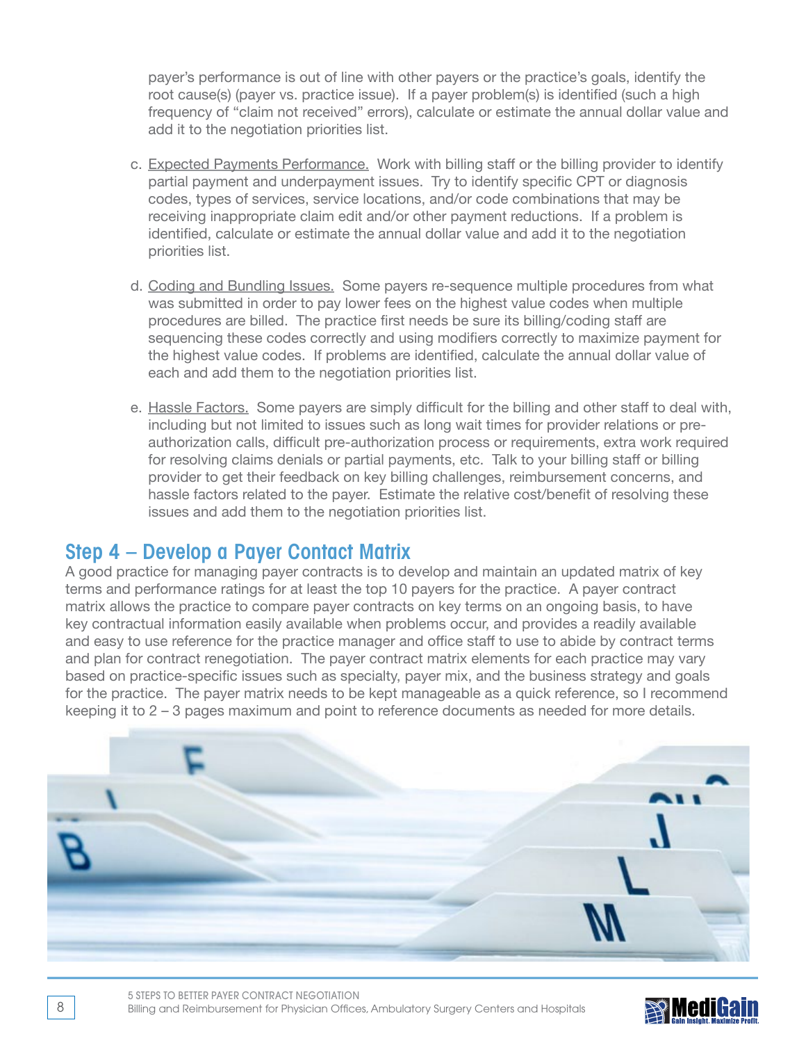payer's performance is out of line with other payers or the practice's goals, identify the root cause(s) (payer vs. practice issue). If a payer problem(s) is identified (such a high frequency of "claim not received" errors), calculate or estimate the annual dollar value and add it to the negotiation priorities list.

c. Expected Payments Performance. Work with billing staff or the billing provider to identify partial payment and underpayment issues. Try to identify specific CPT or diagnosis codes, types of services, service locations, and/or code combinations that may be receiving inappropriate claim edit and/or other payment reductions. If a problem is identified, calculate or estimate the annual dollar value and add it to the negotiation priorities list.

d. Coding and Bundling Issues. Some payers re-sequence multiple procedures from what was submitted in order to pay lower fees on the highest value codes when multiple procedures are billed. The practice first needs be sure its billing/coding staff are sequencing these codes correctly and using modifiers correctly to maximize payment for the highest value codes. If problems are identified, calculate the annual dollar value of each and add them to the negotiation priorities list.

e. Hassle Factors. Some payers are simply difficult for the billing and other staff to deal with, including but not limited to issues such as long wait times for provider relations or pre-authorization calls, difficult pre-authorization process or requirements, extra work required for resolving claims denials or partial payments, etc. Talk to your billing staff or billing provider to get their feedback on key billing challenges, reimbursement concerns, and hassle factors related to the payer. Estimate the relative cost/benefit of resolving these issues and add them to the negotiation priorities list.

## Step 4 – Develop a Payer Contact Matrix

A good practice for managing payer contracts is to develop and maintain an updated matrix of key terms and performance ratings for at least the top 10 payers for the practice. A payer contract matrix allows the practice to compare payer contracts on key terms on an ongoing basis, to have key contractual information easily available when problems occur, and provides a readily available and easy to use reference for the practice manager and office staff to use to abide by contract terms and plan for contract renegotiation. The payer contract matrix elements for each practice may vary based on practice-specific issues such as specialty, payer mix, and the business strategy and goals for the practice. The payer matrix needs to be kept manageable as a quick reference, so I recommend keeping it to 2 – 3 pages maximum and point to reference documents as needed for more details.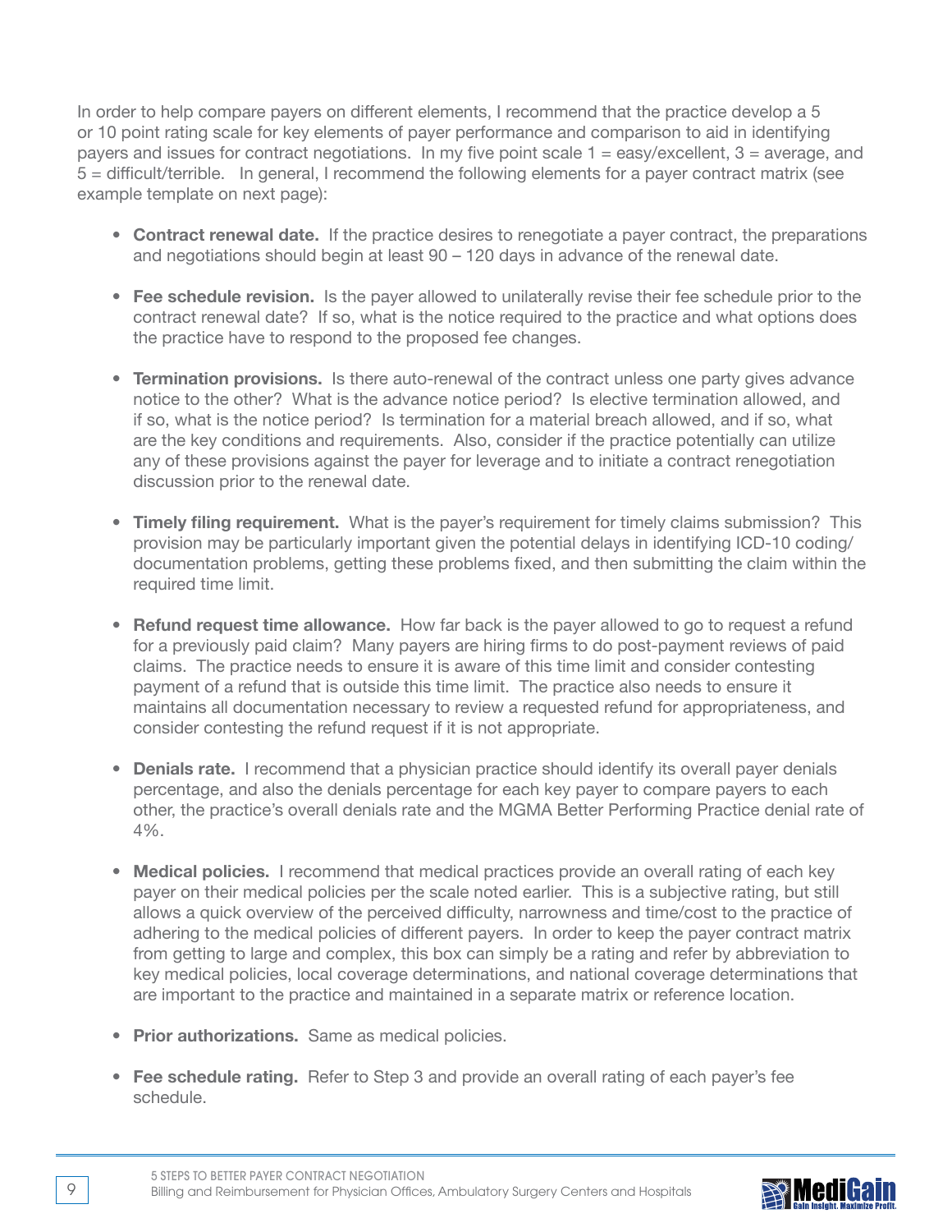In order to help compare payers on different elements, I recommend that the practice develop a 5 or 10 point rating scale for key elements of payer performance and comparison to aid in identifying payers and issues for contract negotiations. In my five point scale 1 = easy/excellent, 3 = average, and 5 = difficult/terrible. In general, I recommend the following elements for a payer contract matrix (see example template on next page):

- **Contract renewal date.** If the practice desires to renegotiate a payer contract, the preparations and negotiations should begin at least 90 – 120 days in advance of the renewal date.

- **Fee schedule revision.** Is the payer allowed to unilaterally revise their fee schedule prior to the contract renewal date? If so, what is the notice required to the practice and what options does the practice have to respond to the proposed fee changes.

- **Termination provisions.** Is there auto-renewal of the contract unless one party gives advance notice to the other? What is the advance notice period? Is elective termination allowed, and if so, what is the notice period? Is termination for a material breach allowed, and if so, what are the key conditions and requirements. Also, consider if the practice potentially can utilize any of these provisions against the payer for leverage and to initiate a contract renegotiation discussion prior to the renewal date.

- **Timely filing requirement.** What is the payer's requirement for timely claims submission? This provision may be particularly important given the potential delays in identifying ICD-10 coding/documentation problems, getting these problems fixed, and then submitting the claim within the required time limit.

- **Refund request time allowance.** How far back is the payer allowed to go to request a refund for a previously paid claim? Many payers are hiring firms to do post-payment reviews of paid claims. The practice needs to ensure it is aware of this time limit and consider contesting payment of a refund that is outside this time limit. The practice also needs to ensure it maintains all documentation necessary to review a requested refund for appropriateness, and consider contesting the refund request if it is not appropriate.

- **Denials rate.** I recommend that a physician practice should identify its overall payer denials percentage, and also the denials percentage for each key payer to compare payers to each other, the practice's overall denials rate and the MGMA Better Performing Practice denial rate of 4%.

- **Medical policies.** I recommend that medical practices provide an overall rating of each key payer on their medical policies per the scale noted earlier. This is a subjective rating, but still allows a quick overview of the perceived difficulty, narrowness and time/cost to the practice of adhering to the medical policies of different payers. In order to keep the payer contract matrix from getting to large and complex, this box can simply be a rating and refer by abbreviation to key medical policies, local coverage determinations, and national coverage determinations that are important to the practice and maintained in a separate matrix or reference location.

- **Prior authorizations.** Same as medical policies.

- **Fee schedule rating.** Refer to Step 3 and provide an overall rating of each payer's fee schedule.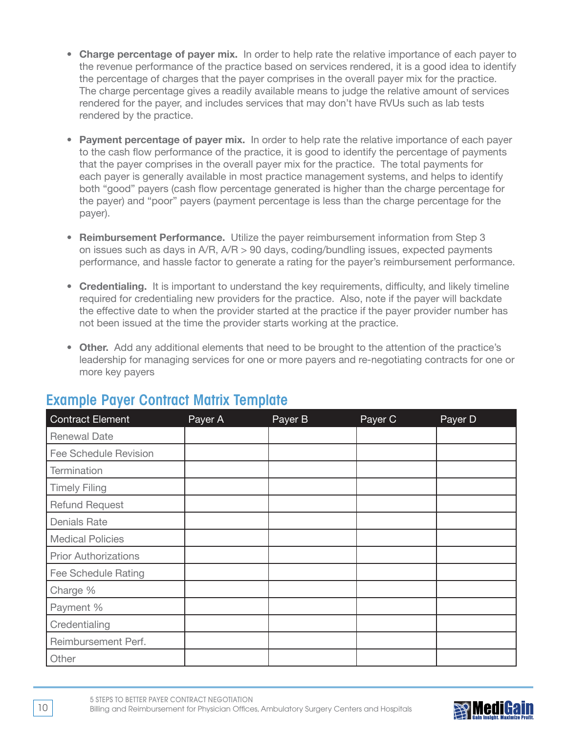- **Charge percentage of payer mix.** In order to help rate the relative importance of each payer to the revenue performance of the practice based on services rendered, it is a good idea to identify the percentage of charges that the payer comprises in the overall payer mix for the practice. The charge percentage gives a readily available means to judge the relative amount of services rendered for the payer, and includes services that may don't have RVUs such as lab tests rendered by the practice.

- **Payment percentage of payer mix.** In order to help rate the relative importance of each payer to the cash flow performance of the practice, it is good to identify the percentage of payments that the payer comprises in the overall payer mix for the practice. The total payments for each payer is generally available in most practice management systems, and helps to identify both "good" payers (cash flow percentage generated is higher than the charge percentage for the payer) and "poor" payers (payment percentage is less than the charge percentage for the payer).

- **Reimbursement Performance.** Utilize the payer reimbursement information from Step 3 on issues such as days in A/R, A/R > 90 days, coding/bundling issues, expected payments performance, and hassle factor to generate a rating for the payer's reimbursement performance.

- **Credentialing.** It is important to understand the key requirements, difficulty, and likely timeline required for credentialing new providers for the practice. Also, note if the payer will backdate the effective date to when the provider started at the practice if the payer provider number has not been issued at the time the provider starts working at the practice.

- **Other.** Add any additional elements that need to be brought to the attention of the practice's leadership for managing services for one or more payers and re-negotiating contracts for one or more key payers

## Example Payer Contract Matrix Template

| Contract Element | Payer A | Payer B | Payer C | Payer D |
|---|---|---|---|---|
| Renewal Date | | | | |
| Fee Schedule Revision | | | | |
| Termination | | | | |
| Timely Filing | | | | |
| Refund Request | | | | |
| Denials Rate | | | | |
| Medical Policies | | | | |
| Prior Authorizations | | | | |
| Fee Schedule Rating | | | | |
| Charge % | | | | |
| Payment % | | | | |
| Credentialing | | | | |
| Reimbursement Perf. | | | | |
| Other | | | | |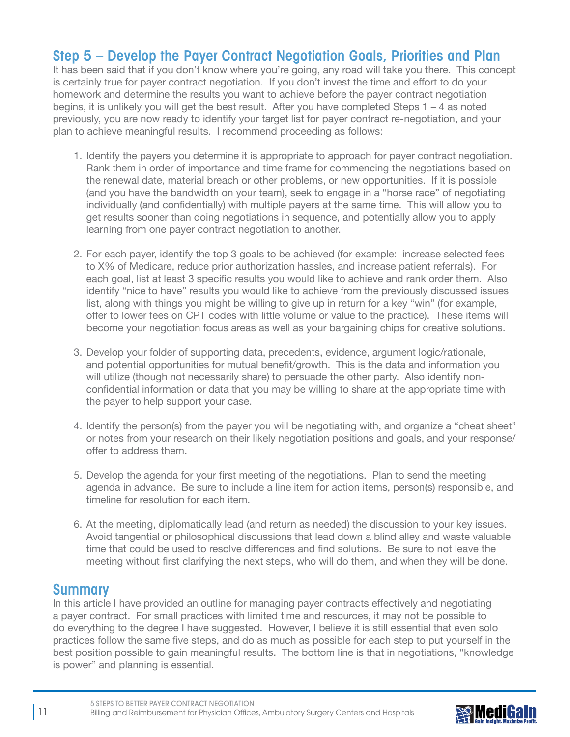## Step 5 – Develop the Payer Contract Negotiation Goals, Priorities and Plan

It has been said that if you don't know where you're going, any road will take you there. This concept is certainly true for payer contract negotiation. If you don't invest the time and effort to do your homework and determine the results you want to achieve before the payer contract negotiation begins, it is unlikely you will get the best result. After you have completed Steps 1 – 4 as noted previously, you are now ready to identify your target list for payer contract re-negotiation, and your plan to achieve meaningful results. I recommend proceeding as follows:

1. Identify the payers you determine it is appropriate to approach for payer contract negotiation. Rank them in order of importance and time frame for commencing the negotiations based on the renewal date, material breach or other problems, or new opportunities. If it is possible (and you have the bandwidth on your team), seek to engage in a "horse race" of negotiating individually (and confidentially) with multiple payers at the same time. This will allow you to get results sooner than doing negotiations in sequence, and potentially allow you to apply learning from one payer contract negotiation to another.

2. For each payer, identify the top 3 goals to be achieved (for example: increase selected fees to X% of Medicare, reduce prior authorization hassles, and increase patient referrals). For each goal, list at least 3 specific results you would like to achieve and rank order them. Also identify "nice to have" results you would like to achieve from the previously discussed issues list, along with things you might be willing to give up in return for a key "win" (for example, offer to lower fees on CPT codes with little volume or value to the practice). These items will become your negotiation focus areas as well as your bargaining chips for creative solutions.

3. Develop your folder of supporting data, precedents, evidence, argument logic/rationale, and potential opportunities for mutual benefit/growth. This is the data and information you will utilize (though not necessarily share) to persuade the other party. Also identify non-confidential information or data that you may be willing to share at the appropriate time with the payer to help support your case.

4. Identify the person(s) from the payer you will be negotiating with, and organize a "cheat sheet" or notes from your research on their likely negotiation positions and goals, and your response/offer to address them.

5. Develop the agenda for your first meeting of the negotiations. Plan to send the meeting agenda in advance. Be sure to include a line item for action items, person(s) responsible, and timeline for resolution for each item.

6. At the meeting, diplomatically lead (and return as needed) the discussion to your key issues. Avoid tangential or philosophical discussions that lead down a blind alley and waste valuable time that could be used to resolve differences and find solutions. Be sure to not leave the meeting without first clarifying the next steps, who will do them, and when they will be done.

## Summary

In this article I have provided an outline for managing payer contracts effectively and negotiating a payer contract. For small practices with limited time and resources, it may not be possible to do everything to the degree I have suggested. However, I believe it is still essential that even solo practices follow the same five steps, and do as much as possible for each step to put yourself in the best position possible to gain meaningful results. The bottom line is that in negotiations, "knowledge is power" and planning is essential.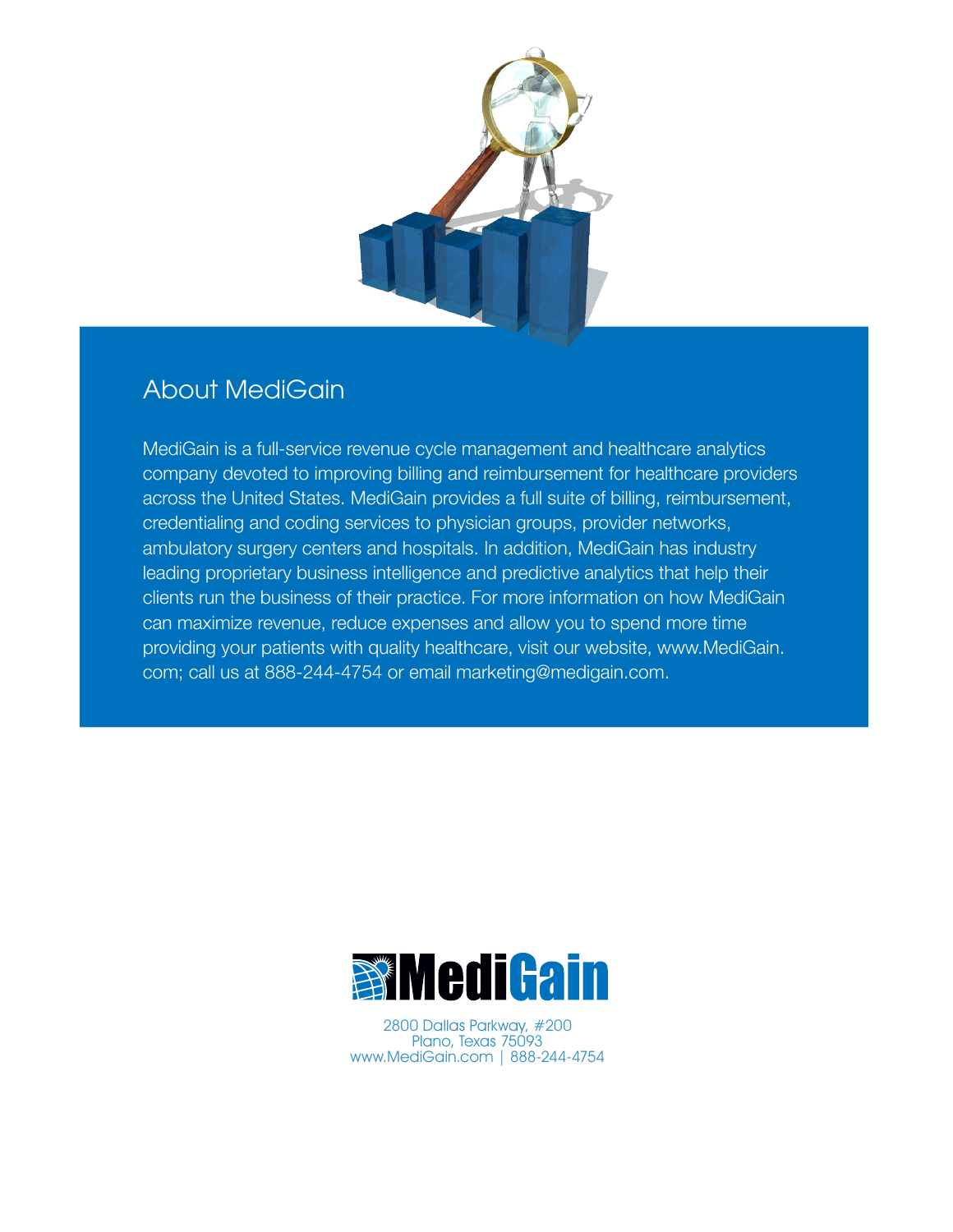## About MediGain

MediGain is a full-service revenue cycle management and healthcare analytics company devoted to improving billing and reimbursement for healthcare providers across the United States. MediGain provides a full suite of billing, reimbursement, credentialing and coding services to physician groups, provider networks, ambulatory surgery centers and hospitals. In addition, MediGain has industry leading proprietary business intelligence and predictive analytics that help their clients run the business of their practice. For more information on how MediGain can maximize revenue, reduce expenses and allow you to spend more time providing your patients with quality healthcare, visit our website, www.MediGain.com; call us at 888-244-4754 or email marketing@medigain.com.

MediGain

2800 Dallas Parkway, #200
Plano, Texas 75093
www.MediGain.com | 888-244-4754